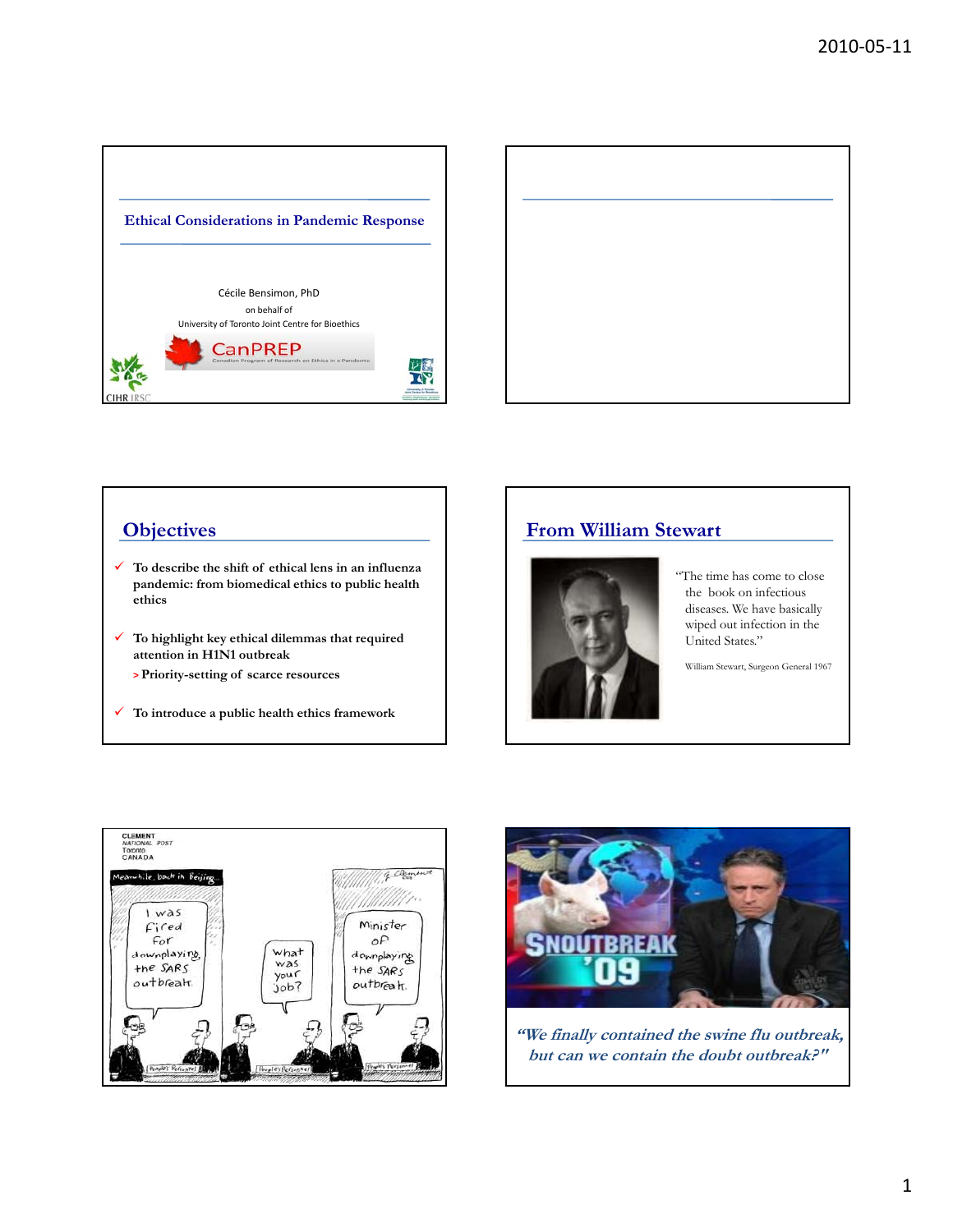## Ethical Considerations in Pandemic Response

Cécile Bensimon, PhD

on behalf of

University of Toronto Joint Centre for Bioethics

CanPREP

Canadian Program of Research on Ethics in a Pandemic

CIHR IRSC

## Objectives

- ✓ To describe the shift of ethical lens in an influenza pandemic: from biomedical ethics to public health ethics
- ✓ To highlight key ethical dilemmas that required attention in H1N1 outbreak
  - > Priority-setting of scarce resources
- ✓ To introduce a public health ethics framework

## From William Stewart

"The time has come to close the book on infectious diseases. We have basically wiped out infection in the United States."

William Stewart, Surgeon General 1967

CLEMENT
NATIONAL POST
Toronto
CANADA

Meanwhile, back in Beijing...

I was fired for downplaying the SARS outbreak.

What was your job?

Minister of downplaying the SARS outbreak.

SNOUTBREAK '09

*"We finally contained the swine flu outbreak, but can we contain the doubt outbreak?"*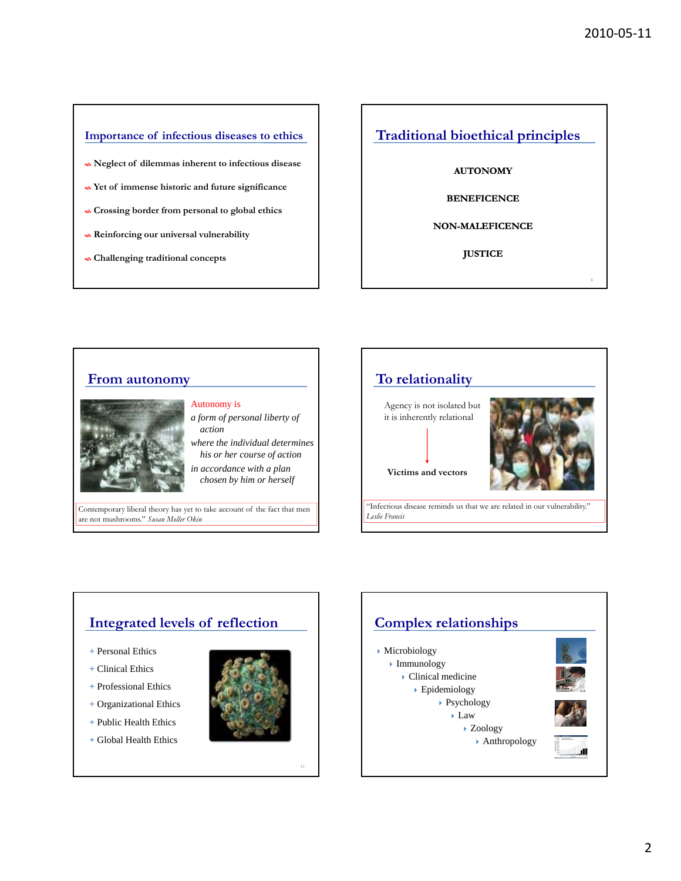## Importance of infectious diseases to ethics

- Neglect of dilemmas inherent to infectious disease
- Yet of immense historic and future significance
- Crossing border from personal to global ethics
- Reinforcing our universal vulnerability
- Challenging traditional concepts

## Traditional bioethical principles

**AUTONOMY**

**BENEFICENCE**

**NON-MALEFICENCE**

**JUSTICE**

## From autonomy

Autonomy is

*a form of personal liberty of action*

*where the individual determines his or her course of action*

*in accordance with a plan chosen by him or herself*

Contemporary liberal theory has yet to take account of the fact that men are not mushrooms." *Susan Moller Okin*

## To relationality

Agency is not isolated but it is inherently relational

**Victims and vectors**

"Infectious disease reminds us that we are related in our vulnerability." *Leslie Francis*

## Integrated levels of reflection

- Personal Ethics
- Clinical Ethics
- Professional Ethics
- Organizational Ethics
- Public Health Ethics
- Global Health Ethics

## Complex relationships

- Microbiology
  - Immunology
    - Clinical medicine
      - Epidemiology
        - Psychology
          - Law
            - Zoology
              - Anthropology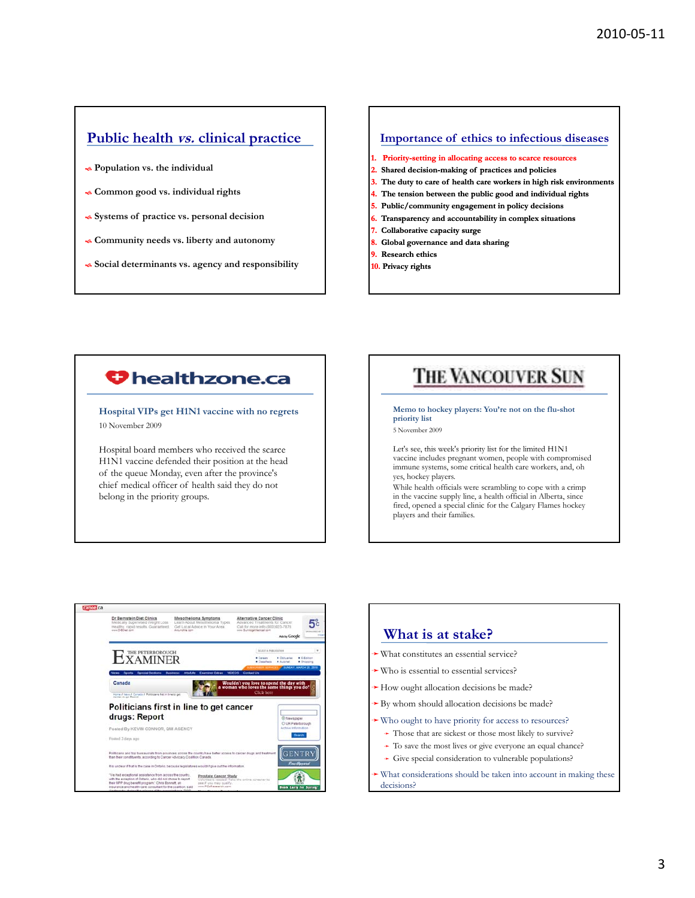## Public health *vs.* clinical practice

- Population vs. the individual
- Common good vs. individual rights
- Systems of practice vs. personal decision
- Community needs vs. liberty and autonomy
- Social determinants vs. agency and responsibility

## Importance of ethics to infectious diseases

1. **Priority-setting in allocating access to scarce resources**
2. **Shared decision-making of practices and policies**
3. **The duty to care of health care workers in high risk environments**
4. **The tension between the public good and individual rights**
5. **Public/community engagement in policy decisions**
6. **Transparency and accountability in complex situations**
7. **Collaborative capacity surge**
8. **Global governance and data sharing**
9. **Research ethics**
10. **Privacy rights**

## healthzone.ca

**Hospital VIPs get H1N1 vaccine with no regrets**

10 November 2009

Hospital board members who received the scarce H1N1 vaccine defended their position at the head of the queue Monday, even after the province's chief medical officer of health said they do not belong in the priority groups.

## THE VANCOUVER SUN

**Memo to hockey players: You're not on the flu-shot priority list**

5 November 2009

Let's see, this week's priority list for the limited H1N1 vaccine includes pregnant women, people with compromised immune systems, some critical health care workers, and, oh yes, hockey players.

While health officials were scrambling to cope with a crimp in the vaccine supply line, a health official in Alberta, since fired, opened a special clinic for the Calgary Flames hockey players and their families.

## THE PETERBOROUGH EXAMINER

**Politicians first in line to get cancer drugs: Report**

Posted By KEVIN CONNOR, QMI AGENCY

## What is at stake?

- What constitutes an essential service?
- Who is essential to essential services?
- How ought allocation decisions be made?
- By whom should allocation decisions be made?
- Who ought to have priority for access to resources?
  - Those that are sickest or those most likely to survive?
  - To save the most lives or give everyone an equal chance?
  - Give special consideration to vulnerable populations?
- What considerations should be taken into account in making these decisions?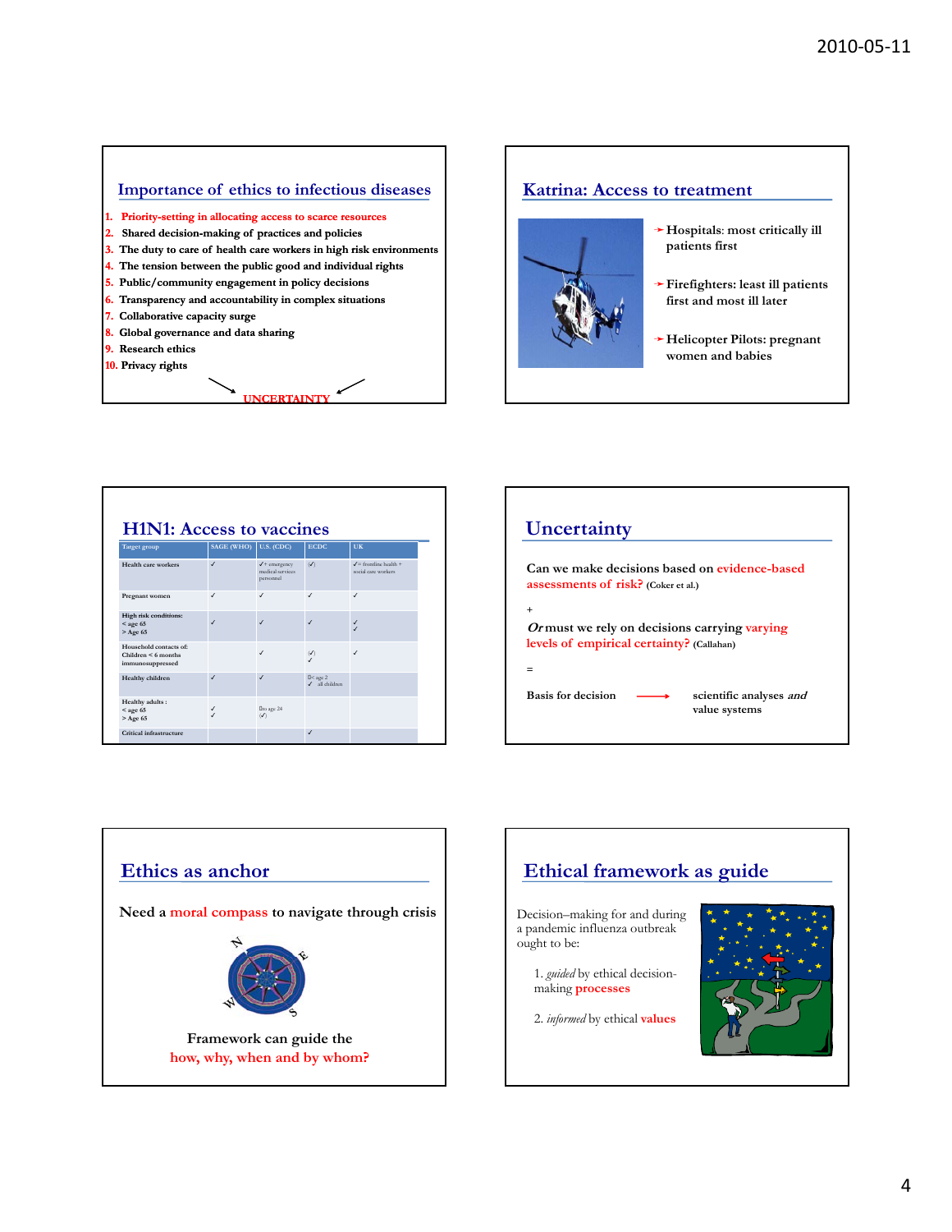## Importance of ethics to infectious diseases

1. Priority-setting in allocating access to scarce resources
2. Shared decision-making of practices and policies
3. The duty to care of health care workers in high risk environments
4. The tension between the public good and individual rights
5. Public/community engagement in policy decisions
6. Transparency and accountability in complex situations
7. Collaborative capacity surge
8. Global governance and data sharing
9. Research ethics
10. Privacy rights

UNCERTAINTY

## Katrina: Access to treatment

- Hospitals: most critically ill patients first
- Firefighters: least ill patients first and most ill later
- Helicopter Pilots: pregnant women and babies

## H1N1: Access to vaccines

| Target group | SAGE (WHO) | U.S. (CDC) | ECDC | UK |
|---|---|---|---|---|
| Health care workers | ✓ | ✓+ emergency medical services personnel | (✓) | ✓= frontline health + social care workers |
| Pregnant women | ✓ | ✓ | ✓ | ✓ |
| High risk conditions: < age 65 > Age 65 | ✓ | ✓ | ✓ | ✓ ✓ |
| Household contacts of: Children < 6 months immunosuppressed | | ✓ | (✓) ✓ | ✓ |
| Healthy children | ✓ | ✓ | < age 2 ✓ all children | |
| Healthy adults: < age 65 > Age 65 | ✓ ✓ | to age 24 (✓) | | |
| Critical infrastructure | | | ✓ | |

## Uncertainty

Can we make decisions based on evidence-based assessments of risk? (Coker et al.)

+

*Or* must we rely on decisions carrying varying levels of empirical certainty? (Callahan)

=

Basis for decision → scientific analyses *and* value systems

## Ethics as anchor

Need a moral compass to navigate through crisis

Framework can guide the how, why, when and by whom?

## Ethical framework as guide

Decision–making for and during a pandemic influenza outbreak ought to be:

1. *guided* by ethical decision-making processes
2. *informed* by ethical values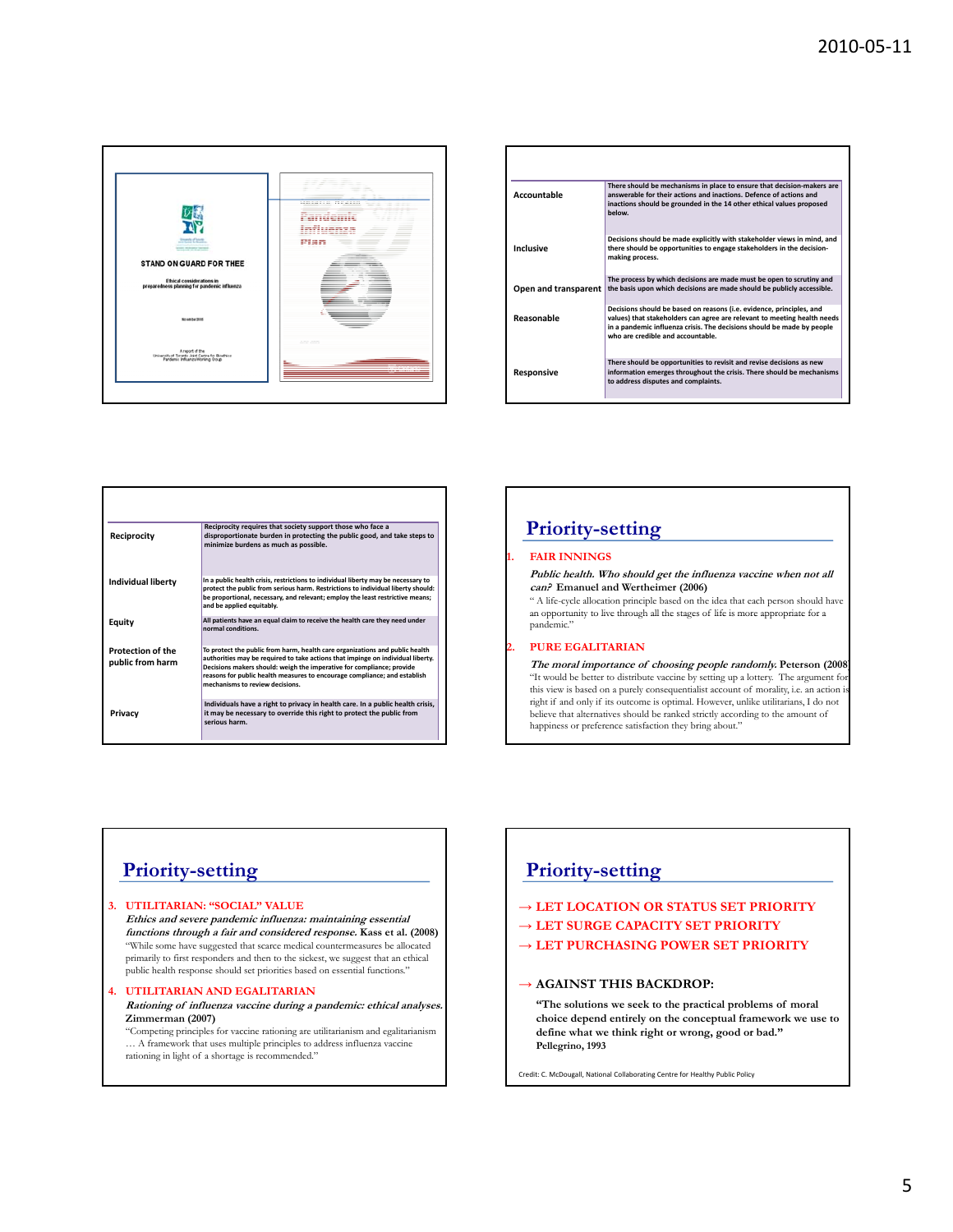STAND ON GUARD FOR THEE

Ethical considerations in preparedness planning for pandemic influenza

November 2005

A report of the University of Toronto Joint Centre for Bioethics Pandemic Influenza Working Group

| | |
|---|---|
| Accountable | There should be mechanisms in place to ensure that decision-makers are answerable for their actions and inactions. Defence of actions and inactions should be grounded in the 14 other ethical values proposed below. |
| Inclusive | Decisions should be made explicitly with stakeholder views in mind, and there should be opportunities to engage stakeholders in the decision-making process. |
| Open and transparent | The process by which decisions are made must be open to scrutiny and the basis upon which decisions are made should be publicly accessible. |
| Reasonable | Decisions should be based on reasons (i.e. evidence, principles, and values) that stakeholders can agree are relevant to meeting health needs in a pandemic influenza crisis. The decisions should be made by people who are credible and accountable. |
| Responsive | There should be opportunities to revisit and revise decisions as new information emerges throughout the crisis. There should be mechanisms to address disputes and complaints. |

| | |
|---|---|
| Reciprocity | Reciprocity requires that society support those who face a disproportionate burden in protecting the public good, and take steps to minimize burdens as much as possible. |
| Individual liberty | In a public health crisis, restrictions to individual liberty may be necessary to protect the public from serious harm. Restrictions to individual liberty should: be proportional, necessary, and relevant; employ the least restrictive means; and be applied equitably. |
| Equity | All patients have an equal claim to receive the health care they need under normal conditions. |
| Protection of the public from harm | To protect the public from harm, health care organizations and public health authorities may be required to take actions that impinge on individual liberty. Decisions makers should: weigh the imperative for compliance; provide reasons for public health measures to encourage compliance; and establish mechanisms to review decisions. |
| Privacy | Individuals have a right to privacy in health care. In a public health crisis, it may be necessary to override this right to protect the public from serious harm. |

## Priority-setting

1. **FAIR INNINGS**

   ***Public health. Who should get the influenza vaccine when not all can?*** **Emanuel and Wertheimer (2006)**

   " A life-cycle allocation principle based on the idea that each person should have an opportunity to live through all the stages of life is more appropriate for a pandemic."

2. **PURE EGALITARIAN**

   ***The moral importance of choosing people randomly.*** **Peterson (2008)**

   "It would be better to distribute vaccine by setting up a lottery. The argument for this view is based on a purely consequentialist account of morality, i.e. an action is right if and only if its outcome is optimal. However, unlike utilitarians, I do not believe that alternatives should be ranked strictly according to the amount of happiness or preference satisfaction they bring about."

## Priority-setting

3. **UTILITARIAN: "SOCIAL" VALUE**

   ***Ethics and severe pandemic influenza: maintaining essential functions through a fair and considered response.*** **Kass et al. (2008)**

   "While some have suggested that scarce medical countermeasures be allocated primarily to first responders and then to the sickest, we suggest that an ethical public health response should set priorities based on essential functions."

4. **UTILITARIAN AND EGALITARIAN**

   ***Rationing of influenza vaccine during a pandemic: ethical analyses.*** **Zimmerman (2007)**

   "Competing principles for vaccine rationing are utilitarianism and egalitarianism … A framework that uses multiple principles to address influenza vaccine rationing in light of a shortage is recommended."

## Priority-setting

→ **LET LOCATION OR STATUS SET PRIORITY**

→ **LET SURGE CAPACITY SET PRIORITY**

→ **LET PURCHASING POWER SET PRIORITY**

→ **AGAINST THIS BACKDROP:**

**"The solutions we seek to the practical problems of moral choice depend entirely on the conceptual framework we use to define what we think right or wrong, good or bad."**
**Pellegrino, 1993**

Credit: C. McDougall, National Collaborating Centre for Healthy Public Policy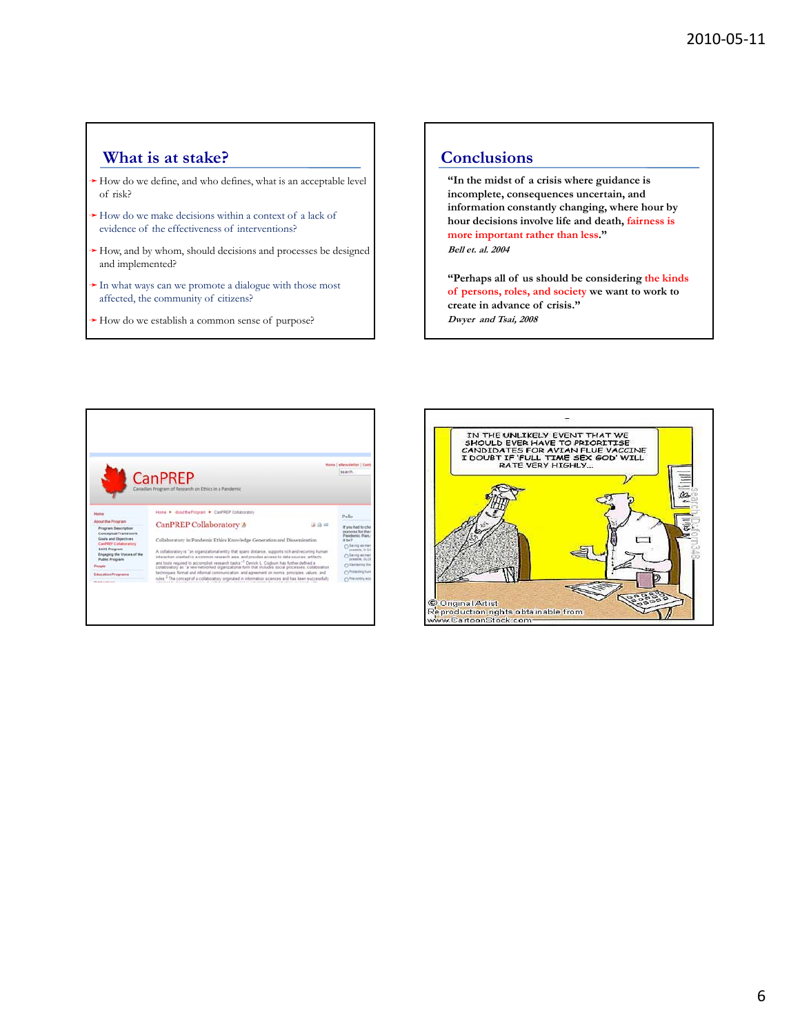## What is at stake?

- How do we define, and who defines, what is an acceptable level of risk?
- How do we make decisions within a context of a lack of evidence of the effectiveness of interventions?
- How, and by whom, should decisions and processes be designed and implemented?
- In what ways can we promote a dialogue with those most affected, the community of citizens?
- How do we establish a common sense of purpose?

## Conclusions

**"In the midst of a crisis where guidance is incomplete, consequences uncertain, and information constantly changing, where hour by hour decisions involve life and death, fairness is more important rather than less."**

***Bell et. al. 2004***

**"Perhaps all of us should be considering the kinds of persons, roles, and society we want to work to create in advance of crisis."**

***Dwyer and Tsai, 2008***